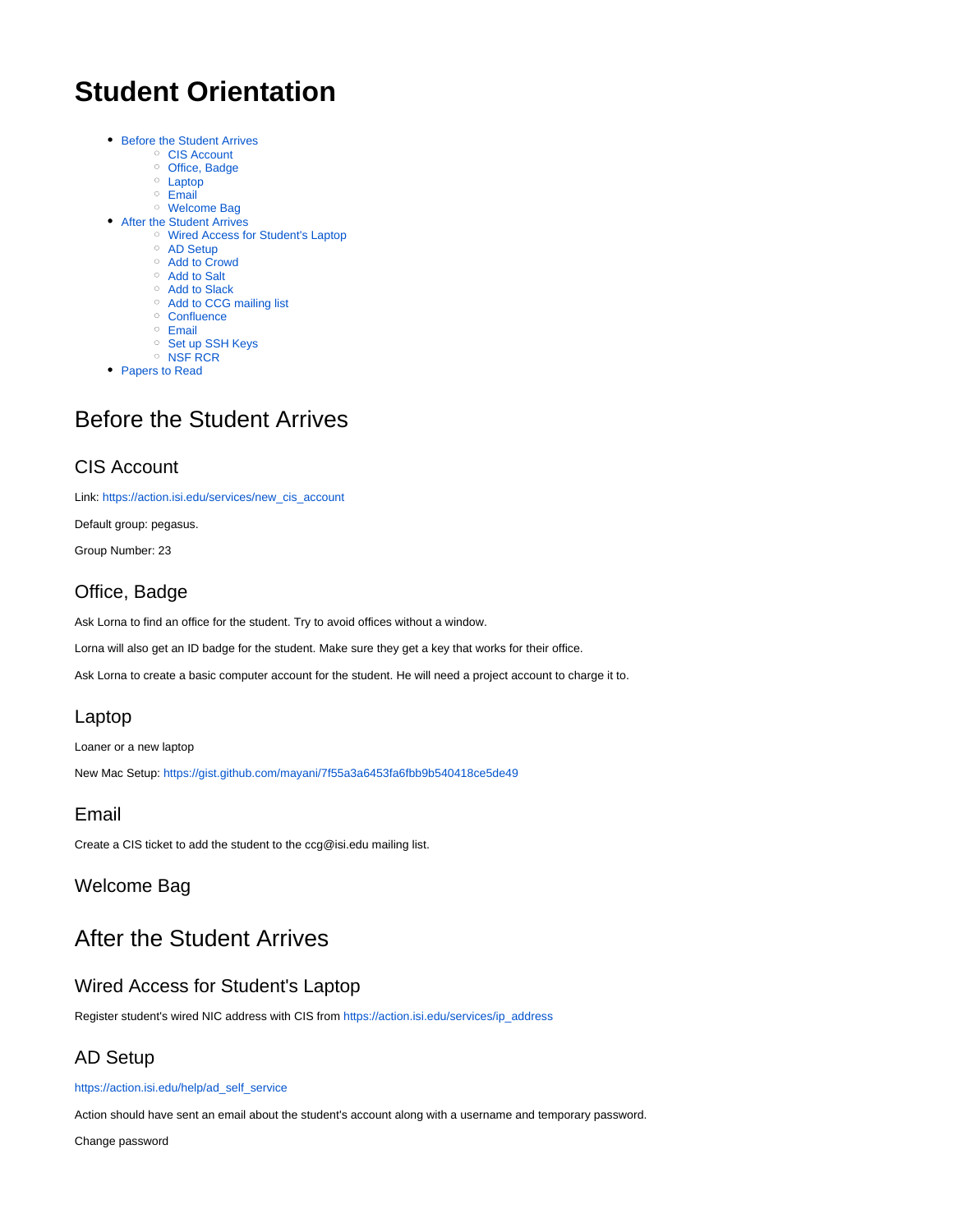# Student Orientation

- Before the Student Arrives
  - CIS Account
  - Office, Badge
  - Laptop
  - Email
  - Welcome Bag
- After the Student Arrives
  - Wired Access for Student's Laptop
  - AD Setup
  - Add to Crowd
  - Add to Salt
  - Add to Slack
  - Add to CCG mailing list
  - Confluence
  - Email
  - Set up SSH Keys
  - NSF RCR
- Papers to Read

## Before the Student Arrives

### CIS Account

Link: https://action.isi.edu/services/new_cis_account

Default group: pegasus.

Group Number: 23

### Office, Badge

Ask Lorna to find an office for the student. Try to avoid offices without a window.

Lorna will also get an ID badge for the student. Make sure they get a key that works for their office.

Ask Lorna to create a basic computer account for the student. He will need a project account to charge it to.

### Laptop

Loaner or a new laptop

New Mac Setup: https://gist.github.com/mayani/7f55a3a6453fa6fbb9b540418ce5de49

### Email

Create a CIS ticket to add the student to the ccg@isi.edu mailing list.

### Welcome Bag

## After the Student Arrives

### Wired Access for Student's Laptop

Register student's wired NIC address with CIS from https://action.isi.edu/services/ip_address

### AD Setup

https://action.isi.edu/help/ad_self_service

Action should have sent an email about the student's account along with a username and temporary password.

Change password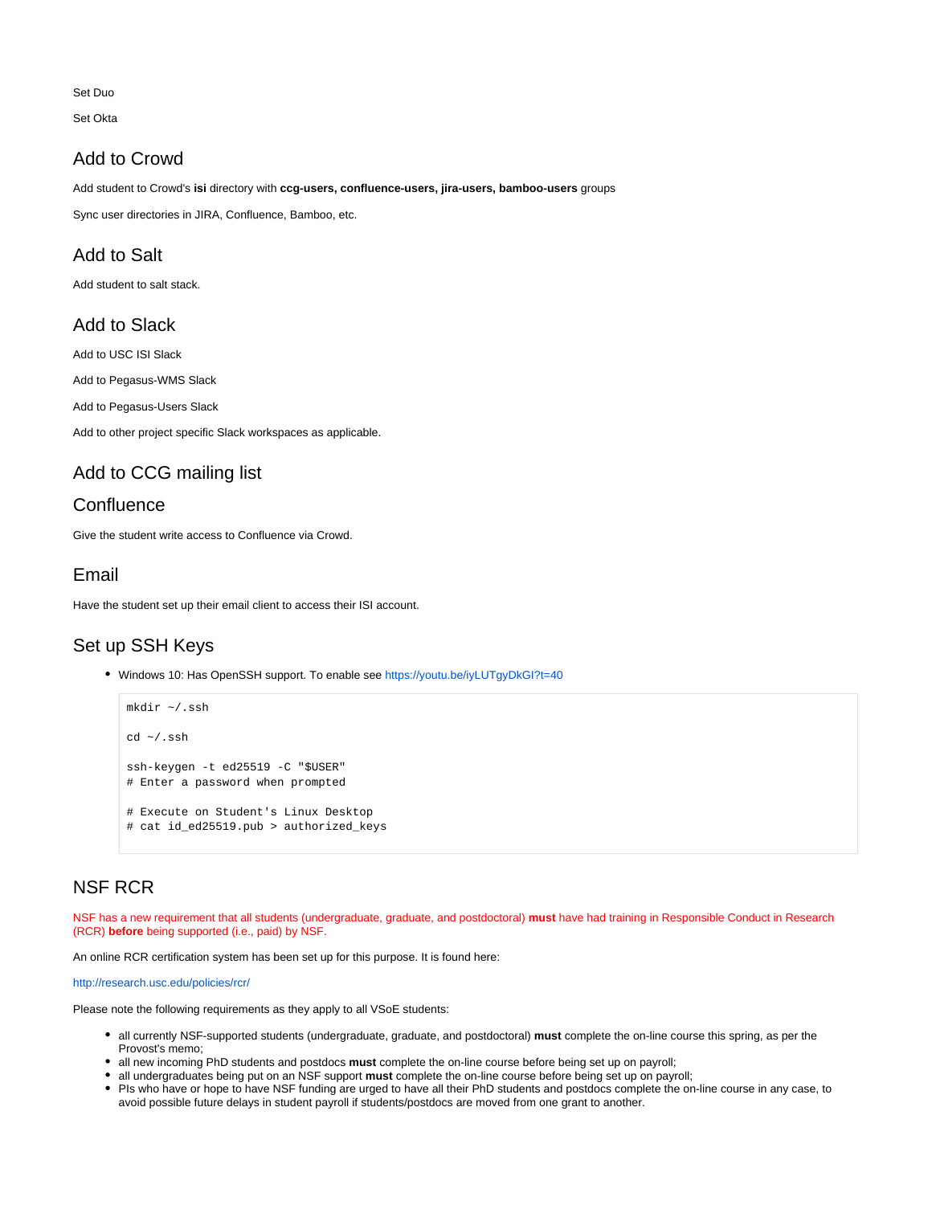Set Duo

Set Okta

## Add to Crowd

Add student to Crowd's **isi** directory with **ccg-users, confluence-users, jira-users, bamboo-users** groups

Sync user directories in JIRA, Confluence, Bamboo, etc.

## Add to Salt

Add student to salt stack.

## Add to Slack

Add to USC ISI Slack

Add to Pegasus-WMS Slack

Add to Pegasus-Users Slack

Add to other project specific Slack workspaces as applicable.

## Add to CCG mailing list

## Confluence

Give the student write access to Confluence via Crowd.

## Email

Have the student set up their email client to access their ISI account.

## Set up SSH Keys

- Windows 10: Has OpenSSH support. To enable see https://youtu.be/iyLUTgyDkGI?t=40

```
mkdir ~/.ssh

cd ~/.ssh

ssh-keygen -t ed25519 -C "$USER"
# Enter a password when prompted

# Execute on Student's Linux Desktop
# cat id_ed25519.pub > authorized_keys
```

## NSF RCR

NSF has a new requirement that all students (undergraduate, graduate, and postdoctoral) **must** have had training in Responsible Conduct in Research (RCR) **before** being supported (i.e., paid) by NSF.

An online RCR certification system has been set up for this purpose. It is found here:

http://research.usc.edu/policies/rcr/

Please note the following requirements as they apply to all VSoE students:

- all currently NSF-supported students (undergraduate, graduate, and postdoctoral) **must** complete the on-line course this spring, as per the Provost's memo;
- all new incoming PhD students and postdocs **must** complete the on-line course before being set up on payroll;
- all undergraduates being put on an NSF support **must** complete the on-line course before being set up on payroll;
- PIs who have or hope to have NSF funding are urged to have all their PhD students and postdocs complete the on-line course in any case, to avoid possible future delays in student payroll if students/postdocs are moved from one grant to another.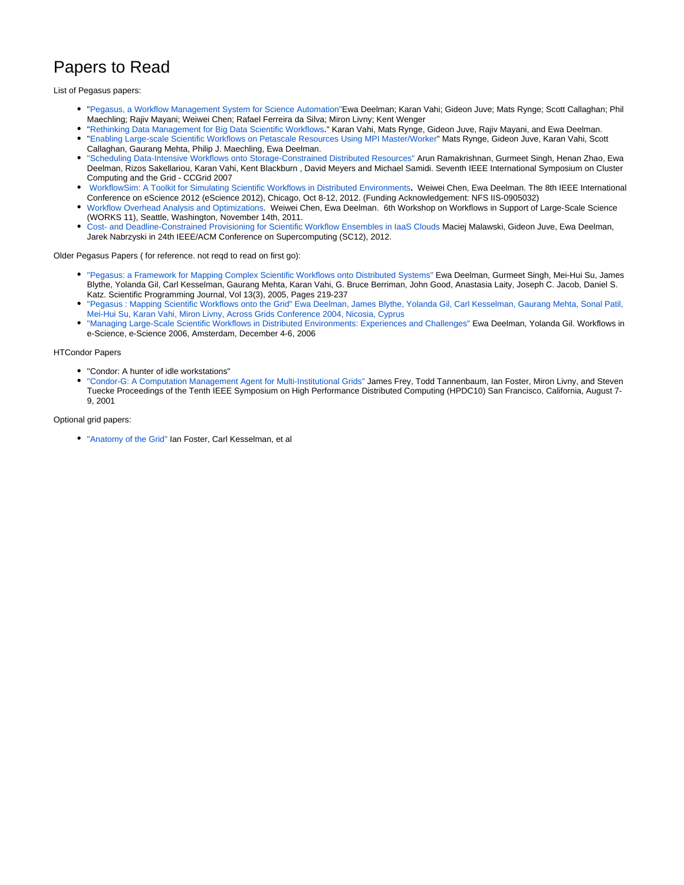# Papers to Read

List of Pegasus papers:

- "Pegasus, a Workflow Management System for Science Automation"Ewa Deelman; Karan Vahi; Gideon Juve; Mats Rynge; Scott Callaghan; Phil Maechling; Rajiv Mayani; Weiwei Chen; Rafael Ferreira da Silva; Miron Livny; Kent Wenger
- "Rethinking Data Management for Big Data Scientific Workflows**.**" Karan Vahi, Mats Rynge, Gideon Juve, Rajiv Mayani, and Ewa Deelman.
- "Enabling Large-scale Scientific Workflows on Petascale Resources Using MPI Master/Worker" Mats Rynge, Gideon Juve, Karan Vahi, Scott Callaghan, Gaurang Mehta, Philip J. Maechling, Ewa Deelman.
- "Scheduling Data-Intensive Workflows onto Storage-Constrained Distributed Resources" Arun Ramakrishnan, Gurmeet Singh, Henan Zhao, Ewa Deelman, Rizos Sakellariou, Karan Vahi, Kent Blackburn , David Meyers and Michael Samidi. Seventh IEEE International Symposium on Cluster Computing and the Grid - CCGrid 2007
- WorkflowSim: A Toolkit for Simulating Scientific Workflows in Distributed Environments**.** Weiwei Chen, Ewa Deelman. The 8th IEEE International Conference on eScience 2012 (eScience 2012), Chicago, Oct 8-12, 2012. (Funding Acknowledgement: NFS IIS-0905032)
- Workflow Overhead Analysis and Optimizations. Weiwei Chen, Ewa Deelman. 6th Workshop on Workflows in Support of Large-Scale Science (WORKS 11), Seattle, Washington, November 14th, 2011.
- Cost- and Deadline-Constrained Provisioning for Scientific Workflow Ensembles in IaaS Clouds Maciej Malawski, Gideon Juve, Ewa Deelman, Jarek Nabrzyski in 24th IEEE/ACM Conference on Supercomputing (SC12), 2012.

Older Pegasus Papers ( for reference. not reqd to read on first go):

- "Pegasus: a Framework for Mapping Complex Scientific Workflows onto Distributed Systems" Ewa Deelman, Gurmeet Singh, Mei-Hui Su, James Blythe, Yolanda Gil, Carl Kesselman, Gaurang Mehta, Karan Vahi, G. Bruce Berriman, John Good, Anastasia Laity, Joseph C. Jacob, Daniel S. Katz. Scientific Programming Journal, Vol 13(3), 2005, Pages 219-237
- "Pegasus : Mapping Scientific Workflows onto the Grid" Ewa Deelman, James Blythe, Yolanda Gil, Carl Kesselman, Gaurang Mehta, Sonal Patil, Mei-Hui Su, Karan Vahi, Miron Livny, Across Grids Conference 2004, Nicosia, Cyprus
- "Managing Large-Scale Scientific Workflows in Distributed Environments: Experiences and Challenges" Ewa Deelman, Yolanda Gil. Workflows in e-Science, e-Science 2006, Amsterdam, December 4-6, 2006

HTCondor Papers

- "Condor: A hunter of idle workstations"
- "Condor-G: A Computation Management Agent for Multi-Institutional Grids" James Frey, Todd Tannenbaum, Ian Foster, Miron Livny, and Steven Tuecke Proceedings of the Tenth IEEE Symposium on High Performance Distributed Computing (HPDC10) San Francisco, California, August 7-9, 2001

Optional grid papers:

- "Anatomy of the Grid" Ian Foster, Carl Kesselman, et al